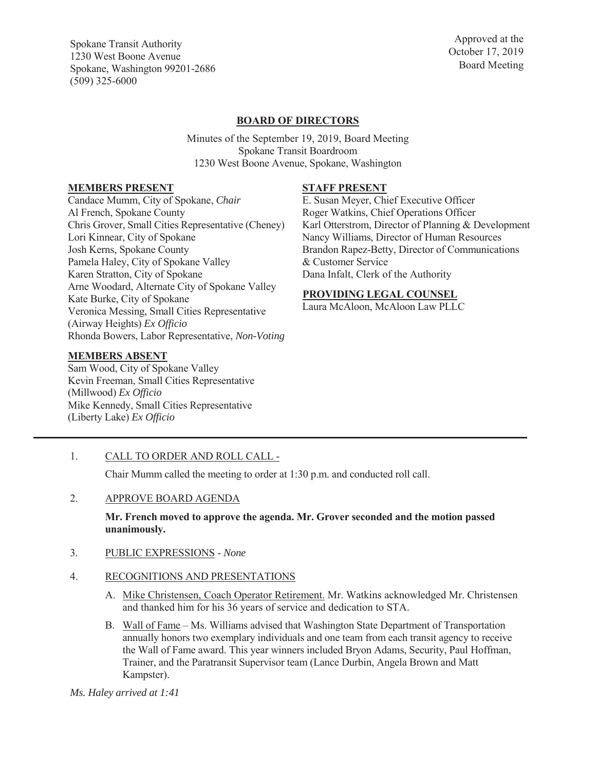Spokane Transit Authority
1230 West Boone Avenue
Spokane, Washington 99201-2686
(509) 325-6000

Approved at the
October 17, 2019
Board Meeting

## BOARD OF DIRECTORS

Minutes of the September 19, 2019, Board Meeting
Spokane Transit Boardroom
1230 West Boone Avenue, Spokane, Washington

**MEMBERS PRESENT**

Candace Mumm, City of Spokane, *Chair*
Al French, Spokane County
Chris Grover, Small Cities Representative (Cheney)
Lori Kinnear, City of Spokane
Josh Kerns, Spokane County
Pamela Haley, City of Spokane Valley
Karen Stratton, City of Spokane
Arne Woodard, Alternate City of Spokane Valley
Kate Burke, City of Spokane
Veronica Messing, Small Cities Representative (Airway Heights) *Ex Officio*
Rhonda Bowers, Labor Representative, *Non-Voting*

**MEMBERS ABSENT**

Sam Wood, City of Spokane Valley
Kevin Freeman, Small Cities Representative (Millwood) *Ex Officio*
Mike Kennedy, Small Cities Representative (Liberty Lake) *Ex Officio*

**STAFF PRESENT**

E. Susan Meyer, Chief Executive Officer
Roger Watkins, Chief Operations Officer
Karl Otterstrom, Director of Planning & Development
Nancy Williams, Director of Human Resources
Brandon Rapez-Betty, Director of Communications & Customer Service
Dana Infalt, Clerk of the Authority

**PROVIDING LEGAL COUNSEL**

Laura McAloon, McAloon Law PLLC

---

1. CALL TO ORDER AND ROLL CALL -

   Chair Mumm called the meeting to order at 1:30 p.m. and conducted roll call.

2. APPROVE BOARD AGENDA

   **Mr. French moved to approve the agenda. Mr. Grover seconded and the motion passed unanimously.**

3. PUBLIC EXPRESSIONS - *None*

4. RECOGNITIONS AND PRESENTATIONS

   A. Mike Christensen, Coach Operator Retirement. Mr. Watkins acknowledged Mr. Christensen and thanked him for his 36 years of service and dedication to STA.

   B. Wall of Fame – Ms. Williams advised that Washington State Department of Transportation annually honors two exemplary individuals and one team from each transit agency to receive the Wall of Fame award. This year winners included Bryon Adams, Security, Paul Hoffman, Trainer, and the Paratransit Supervisor team (Lance Durbin, Angela Brown and Matt Kampster).

*Ms. Haley arrived at 1:41*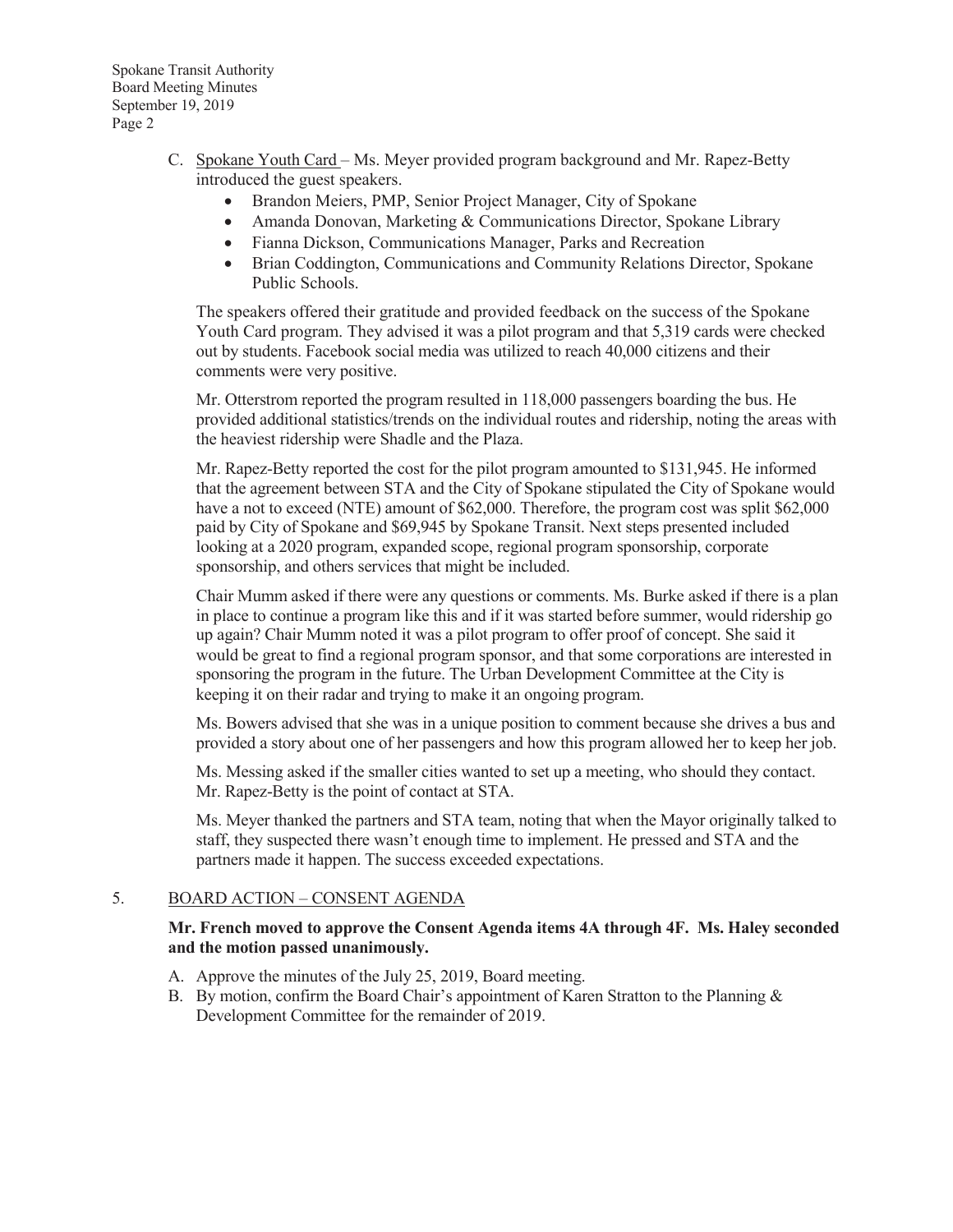C. <u>Spokane Youth Card</u> – Ms. Meyer provided program background and Mr. Rapez-Betty introduced the guest speakers.

- Brandon Meiers, PMP, Senior Project Manager, City of Spokane
- Amanda Donovan, Marketing & Communications Director, Spokane Library
- Fianna Dickson, Communications Manager, Parks and Recreation
- Brian Coddington, Communications and Community Relations Director, Spokane Public Schools.

The speakers offered their gratitude and provided feedback on the success of the Spokane Youth Card program. They advised it was a pilot program and that 5,319 cards were checked out by students. Facebook social media was utilized to reach 40,000 citizens and their comments were very positive.

Mr. Otterstrom reported the program resulted in 118,000 passengers boarding the bus. He provided additional statistics/trends on the individual routes and ridership, noting the areas with the heaviest ridership were Shadle and the Plaza.

Mr. Rapez-Betty reported the cost for the pilot program amounted to $131,945. He informed that the agreement between STA and the City of Spokane stipulated the City of Spokane would have a not to exceed (NTE) amount of $62,000. Therefore, the program cost was split $62,000 paid by City of Spokane and $69,945 by Spokane Transit. Next steps presented included looking at a 2020 program, expanded scope, regional program sponsorship, corporate sponsorship, and others services that might be included.

Chair Mumm asked if there were any questions or comments. Ms. Burke asked if there is a plan in place to continue a program like this and if it was started before summer, would ridership go up again? Chair Mumm noted it was a pilot program to offer proof of concept. She said it would be great to find a regional program sponsor, and that some corporations are interested in sponsoring the program in the future. The Urban Development Committee at the City is keeping it on their radar and trying to make it an ongoing program.

Ms. Bowers advised that she was in a unique position to comment because she drives a bus and provided a story about one of her passengers and how this program allowed her to keep her job.

Ms. Messing asked if the smaller cities wanted to set up a meeting, who should they contact. Mr. Rapez-Betty is the point of contact at STA.

Ms. Meyer thanked the partners and STA team, noting that when the Mayor originally talked to staff, they suspected there wasn't enough time to implement. He pressed and STA and the partners made it happen. The success exceeded expectations.

5. <u>BOARD ACTION – CONSENT AGENDA</u>

**Mr. French moved to approve the Consent Agenda items 4A through 4F. Ms. Haley seconded and the motion passed unanimously.**

A. Approve the minutes of the July 25, 2019, Board meeting.
B. By motion, confirm the Board Chair's appointment of Karen Stratton to the Planning & Development Committee for the remainder of 2019.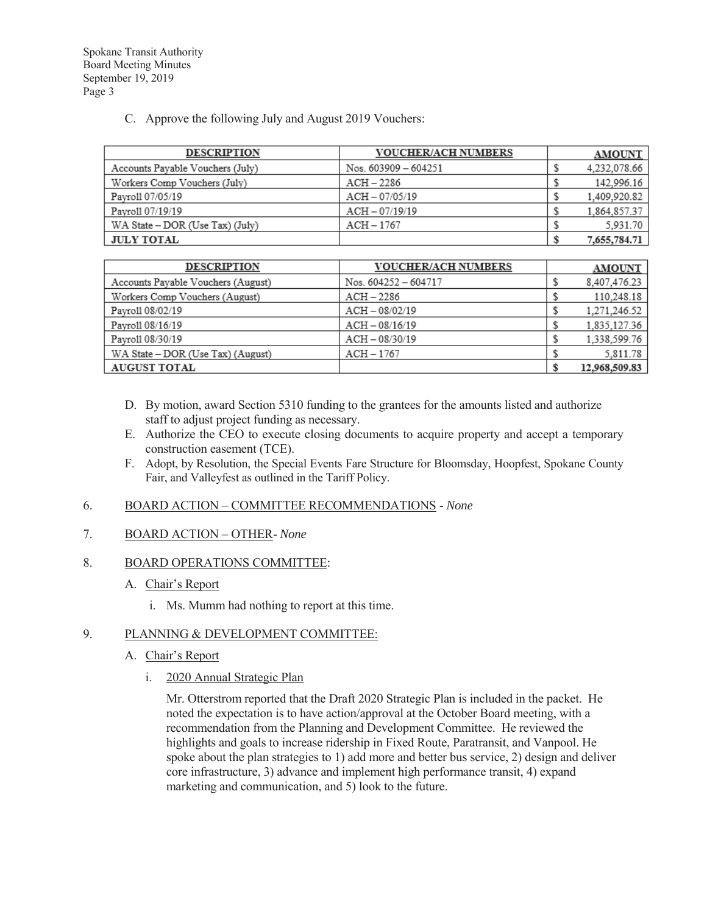C. Approve the following July and August 2019 Vouchers:

| DESCRIPTION | VOUCHER/ACH NUMBERS | AMOUNT |
|---|---|---|
| Accounts Payable Vouchers (July) | Nos. 603909 – 604251 | $ 4,232,078.66 |
| Workers Comp Vouchers (July) | ACH – 2286 | $ 142,996.16 |
| Payroll 07/05/19 | ACH – 07/05/19 | $ 1,409,920.82 |
| Payroll 07/19/19 | ACH – 07/19/19 | $ 1,864,857.37 |
| WA State – DOR (Use Tax) (July) | ACH – 1767 | $ 5,931.70 |
| **JULY TOTAL** | | **$ 7,655,784.71** |

| DESCRIPTION | VOUCHER/ACH NUMBERS | AMOUNT |
|---|---|---|
| Accounts Payable Vouchers (August) | Nos. 604252 – 604717 | $ 8,407,476.23 |
| Workers Comp Vouchers (August) | ACH – 2286 | $ 110,248.18 |
| Payroll 08/02/19 | ACH – 08/02/19 | $ 1,271,246.52 |
| Payroll 08/16/19 | ACH – 08/16/19 | $ 1,835,127.36 |
| Payroll 08/30/19 | ACH – 08/30/19 | $ 1,338,599.76 |
| WA State – DOR (Use Tax) (August) | ACH – 1767 | $ 5,811.78 |
| **AUGUST TOTAL** | | **$ 12,968,509.83** |

D. By motion, award Section 5310 funding to the grantees for the amounts listed and authorize staff to adjust project funding as necessary.

E. Authorize the CEO to execute closing documents to acquire property and accept a temporary construction easement (TCE).

F. Adopt, by Resolution, the Special Events Fare Structure for Bloomsday, Hoopfest, Spokane County Fair, and Valleyfest as outlined in the Tariff Policy.

6. BOARD ACTION – COMMITTEE RECOMMENDATIONS - *None*

7. BOARD ACTION – OTHER- *None*

8. BOARD OPERATIONS COMMITTEE:

A. Chair's Report

i. Ms. Mumm had nothing to report at this time.

9. PLANNING & DEVELOPMENT COMMITTEE:

A. Chair's Report

i. 2020 Annual Strategic Plan

Mr. Otterstrom reported that the Draft 2020 Strategic Plan is included in the packet. He noted the expectation is to have action/approval at the October Board meeting, with a recommendation from the Planning and Development Committee. He reviewed the highlights and goals to increase ridership in Fixed Route, Paratransit, and Vanpool. He spoke about the plan strategies to 1) add more and better bus service, 2) design and deliver core infrastructure, 3) advance and implement high performance transit, 4) expand marketing and communication, and 5) look to the future.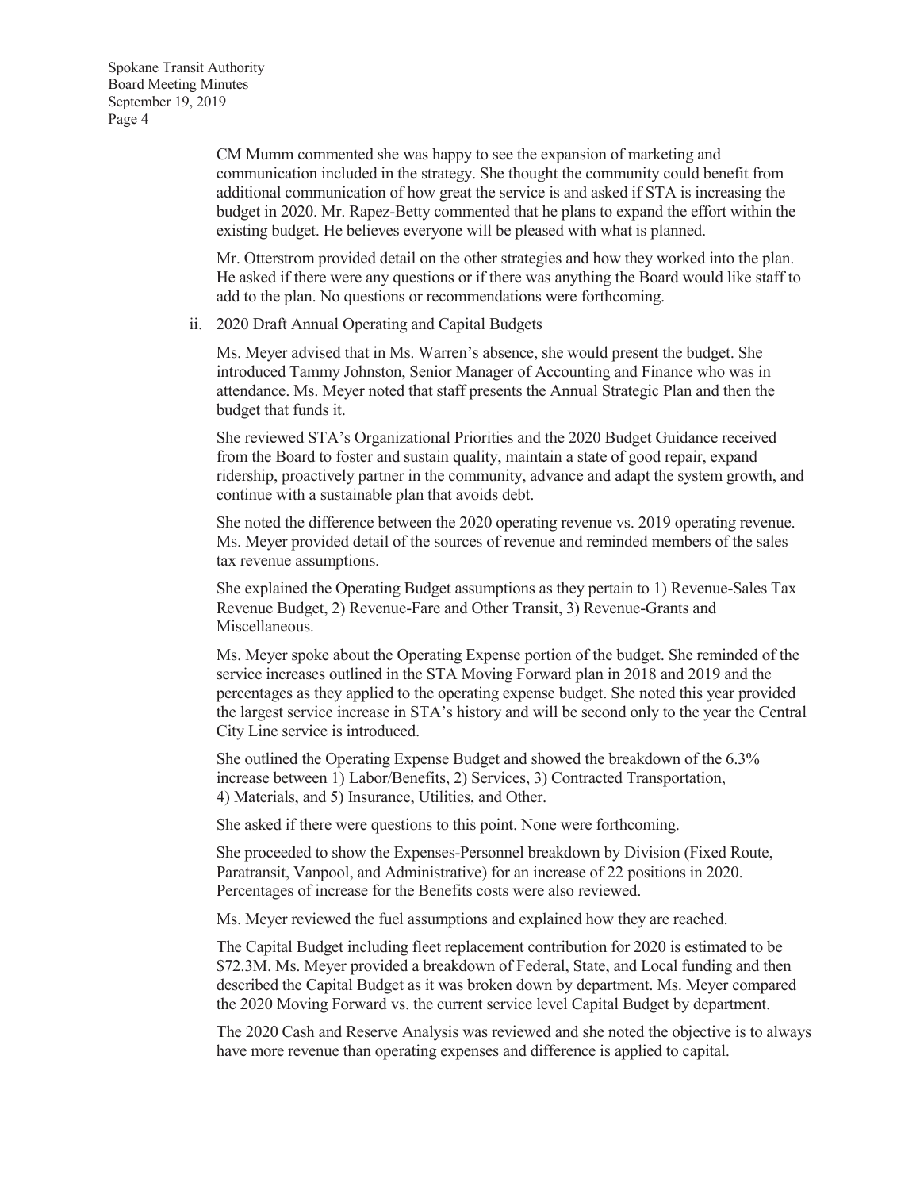CM Mumm commented she was happy to see the expansion of marketing and communication included in the strategy. She thought the community could benefit from additional communication of how great the service is and asked if STA is increasing the budget in 2020. Mr. Rapez-Betty commented that he plans to expand the effort within the existing budget. He believes everyone will be pleased with what is planned.

Mr. Otterstrom provided detail on the other strategies and how they worked into the plan. He asked if there were any questions or if there was anything the Board would like staff to add to the plan. No questions or recommendations were forthcoming.

ii. <u>2020 Draft Annual Operating and Capital Budgets</u>

Ms. Meyer advised that in Ms. Warren's absence, she would present the budget. She introduced Tammy Johnston, Senior Manager of Accounting and Finance who was in attendance. Ms. Meyer noted that staff presents the Annual Strategic Plan and then the budget that funds it.

She reviewed STA's Organizational Priorities and the 2020 Budget Guidance received from the Board to foster and sustain quality, maintain a state of good repair, expand ridership, proactively partner in the community, advance and adapt the system growth, and continue with a sustainable plan that avoids debt.

She noted the difference between the 2020 operating revenue vs. 2019 operating revenue. Ms. Meyer provided detail of the sources of revenue and reminded members of the sales tax revenue assumptions.

She explained the Operating Budget assumptions as they pertain to 1) Revenue-Sales Tax Revenue Budget, 2) Revenue-Fare and Other Transit, 3) Revenue-Grants and Miscellaneous.

Ms. Meyer spoke about the Operating Expense portion of the budget. She reminded of the service increases outlined in the STA Moving Forward plan in 2018 and 2019 and the percentages as they applied to the operating expense budget. She noted this year provided the largest service increase in STA's history and will be second only to the year the Central City Line service is introduced.

She outlined the Operating Expense Budget and showed the breakdown of the 6.3% increase between 1) Labor/Benefits, 2) Services, 3) Contracted Transportation, 4) Materials, and 5) Insurance, Utilities, and Other.

She asked if there were questions to this point. None were forthcoming.

She proceeded to show the Expenses-Personnel breakdown by Division (Fixed Route, Paratransit, Vanpool, and Administrative) for an increase of 22 positions in 2020. Percentages of increase for the Benefits costs were also reviewed.

Ms. Meyer reviewed the fuel assumptions and explained how they are reached.

The Capital Budget including fleet replacement contribution for 2020 is estimated to be $72.3M. Ms. Meyer provided a breakdown of Federal, State, and Local funding and then described the Capital Budget as it was broken down by department. Ms. Meyer compared the 2020 Moving Forward vs. the current service level Capital Budget by department.

The 2020 Cash and Reserve Analysis was reviewed and she noted the objective is to always have more revenue than operating expenses and difference is applied to capital.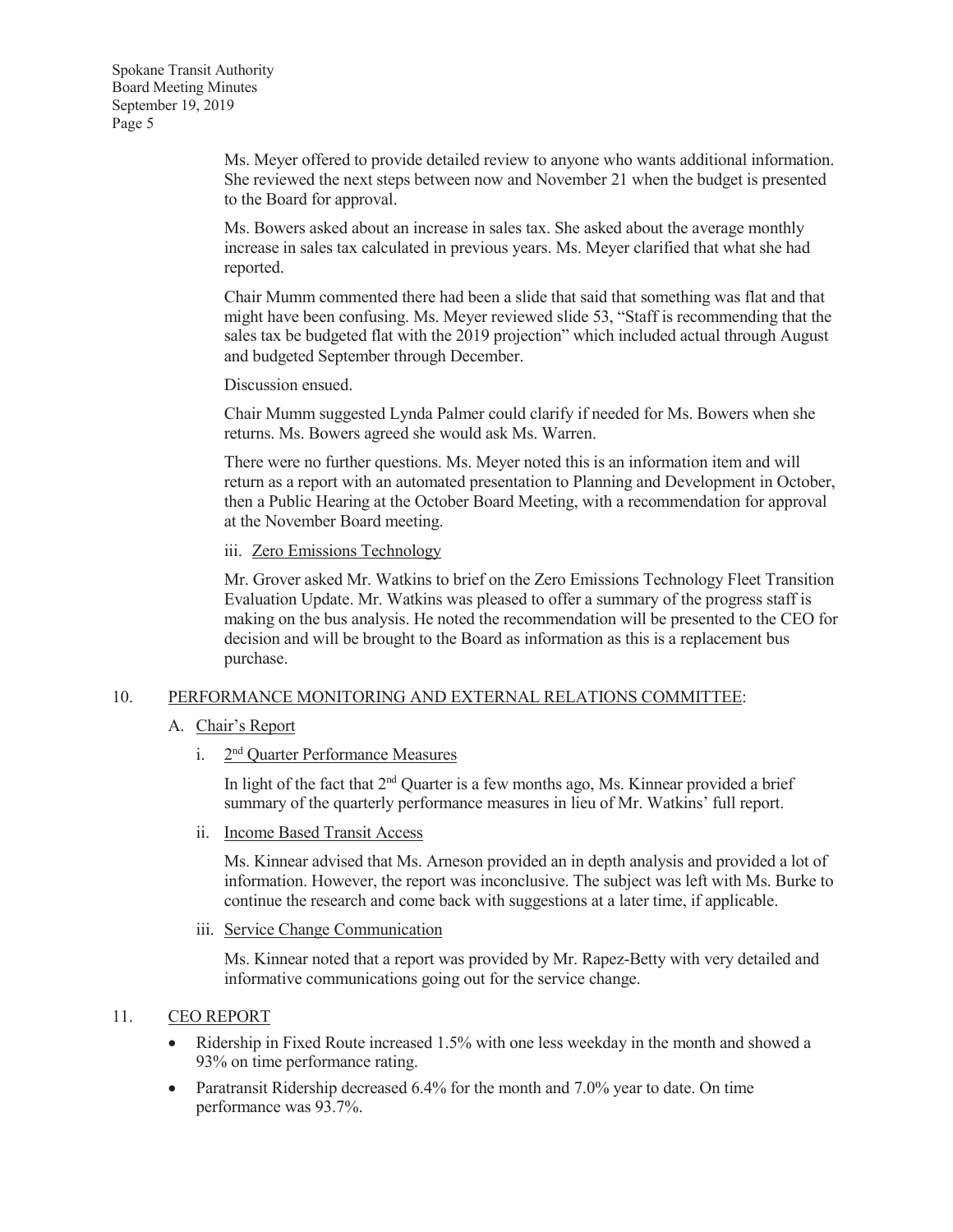Ms. Meyer offered to provide detailed review to anyone who wants additional information. She reviewed the next steps between now and November 21 when the budget is presented to the Board for approval.

Ms. Bowers asked about an increase in sales tax. She asked about the average monthly increase in sales tax calculated in previous years. Ms. Meyer clarified that what she had reported.

Chair Mumm commented there had been a slide that said that something was flat and that might have been confusing. Ms. Meyer reviewed slide 53, "Staff is recommending that the sales tax be budgeted flat with the 2019 projection" which included actual through August and budgeted September through December.

Discussion ensued.

Chair Mumm suggested Lynda Palmer could clarify if needed for Ms. Bowers when she returns. Ms. Bowers agreed she would ask Ms. Warren.

There were no further questions. Ms. Meyer noted this is an information item and will return as a report with an automated presentation to Planning and Development in October, then a Public Hearing at the October Board Meeting, with a recommendation for approval at the November Board meeting.

iii. Zero Emissions Technology

Mr. Grover asked Mr. Watkins to brief on the Zero Emissions Technology Fleet Transition Evaluation Update. Mr. Watkins was pleased to offer a summary of the progress staff is making on the bus analysis. He noted the recommendation will be presented to the CEO for decision and will be brought to the Board as information as this is a replacement bus purchase.

## 10. PERFORMANCE MONITORING AND EXTERNAL RELATIONS COMMITTEE:

A. Chair's Report

i. 2nd Quarter Performance Measures

In light of the fact that 2nd Quarter is a few months ago, Ms. Kinnear provided a brief summary of the quarterly performance measures in lieu of Mr. Watkins' full report.

ii. Income Based Transit Access

Ms. Kinnear advised that Ms. Arneson provided an in depth analysis and provided a lot of information. However, the report was inconclusive. The subject was left with Ms. Burke to continue the research and come back with suggestions at a later time, if applicable.

iii. Service Change Communication

Ms. Kinnear noted that a report was provided by Mr. Rapez-Betty with very detailed and informative communications going out for the service change.

## 11. CEO REPORT

- Ridership in Fixed Route increased 1.5% with one less weekday in the month and showed a 93% on time performance rating.
- Paratransit Ridership decreased 6.4% for the month and 7.0% year to date. On time performance was 93.7%.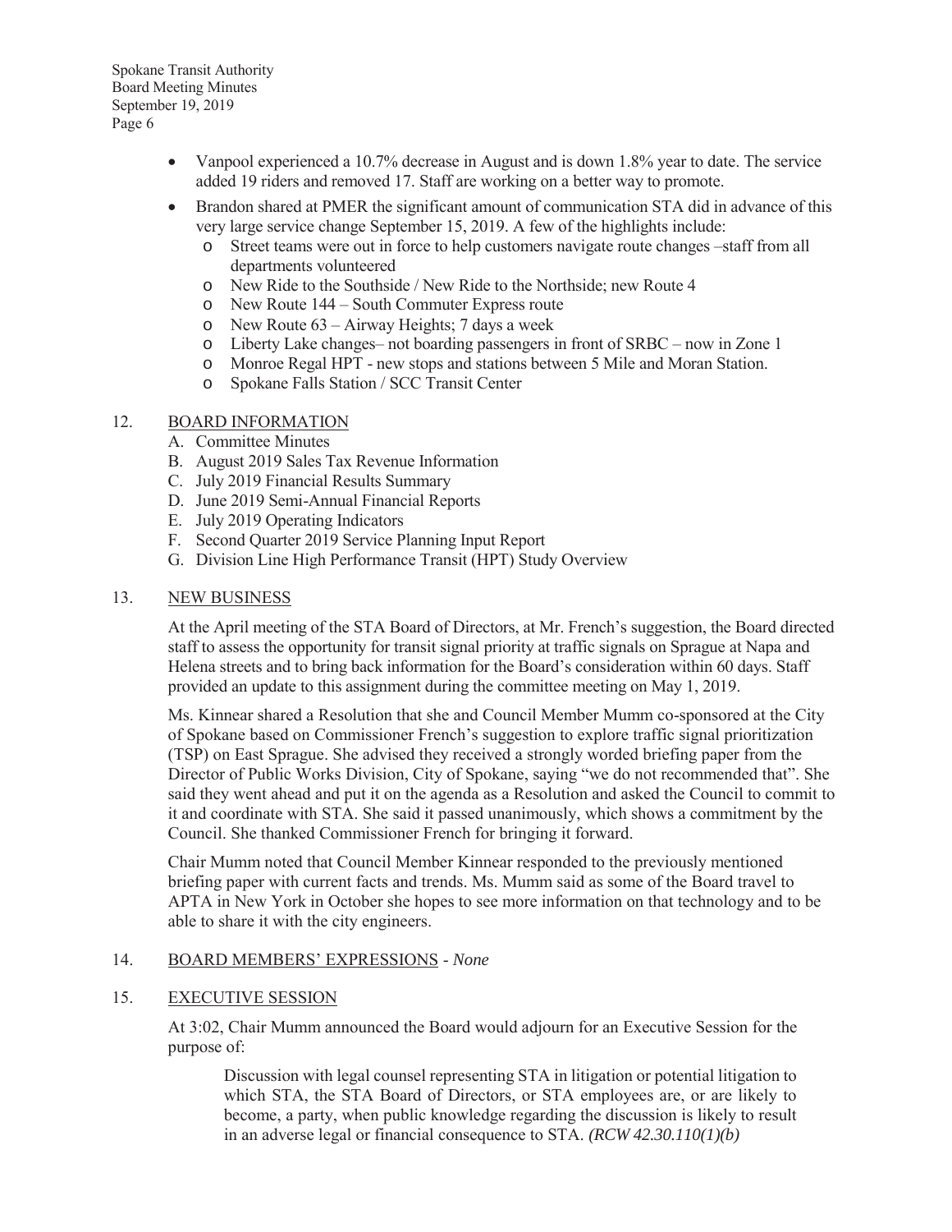- Vanpool experienced a 10.7% decrease in August and is down 1.8% year to date. The service added 19 riders and removed 17. Staff are working on a better way to promote.
- Brandon shared at PMER the significant amount of communication STA did in advance of this very large service change September 15, 2019. A few of the highlights include:
  - Street teams were out in force to help customers navigate route changes –staff from all departments volunteered
  - New Ride to the Southside / New Ride to the Northside; new Route 4
  - New Route 144 – South Commuter Express route
  - New Route 63 – Airway Heights; 7 days a week
  - Liberty Lake changes– not boarding passengers in front of SRBC – now in Zone 1
  - Monroe Regal HPT - new stops and stations between 5 Mile and Moran Station.
  - Spokane Falls Station / SCC Transit Center

12. BOARD INFORMATION
    - A. Committee Minutes
    - B. August 2019 Sales Tax Revenue Information
    - C. July 2019 Financial Results Summary
    - D. June 2019 Semi-Annual Financial Reports
    - E. July 2019 Operating Indicators
    - F. Second Quarter 2019 Service Planning Input Report
    - G. Division Line High Performance Transit (HPT) Study Overview

13. NEW BUSINESS

At the April meeting of the STA Board of Directors, at Mr. French's suggestion, the Board directed staff to assess the opportunity for transit signal priority at traffic signals on Sprague at Napa and Helena streets and to bring back information for the Board's consideration within 60 days. Staff provided an update to this assignment during the committee meeting on May 1, 2019.

Ms. Kinnear shared a Resolution that she and Council Member Mumm co-sponsored at the City of Spokane based on Commissioner French's suggestion to explore traffic signal prioritization (TSP) on East Sprague. She advised they received a strongly worded briefing paper from the Director of Public Works Division, City of Spokane, saying "we do not recommended that". She said they went ahead and put it on the agenda as a Resolution and asked the Council to commit to it and coordinate with STA. She said it passed unanimously, which shows a commitment by the Council. She thanked Commissioner French for bringing it forward.

Chair Mumm noted that Council Member Kinnear responded to the previously mentioned briefing paper with current facts and trends. Ms. Mumm said as some of the Board travel to APTA in New York in October she hopes to see more information on that technology and to be able to share it with the city engineers.

14. BOARD MEMBERS' EXPRESSIONS - *None*

15. EXECUTIVE SESSION

At 3:02, Chair Mumm announced the Board would adjourn for an Executive Session for the purpose of:

> Discussion with legal counsel representing STA in litigation or potential litigation to which STA, the STA Board of Directors, or STA employees are, or are likely to become, a party, when public knowledge regarding the discussion is likely to result in an adverse legal or financial consequence to STA. *(RCW 42.30.110(1)(b)*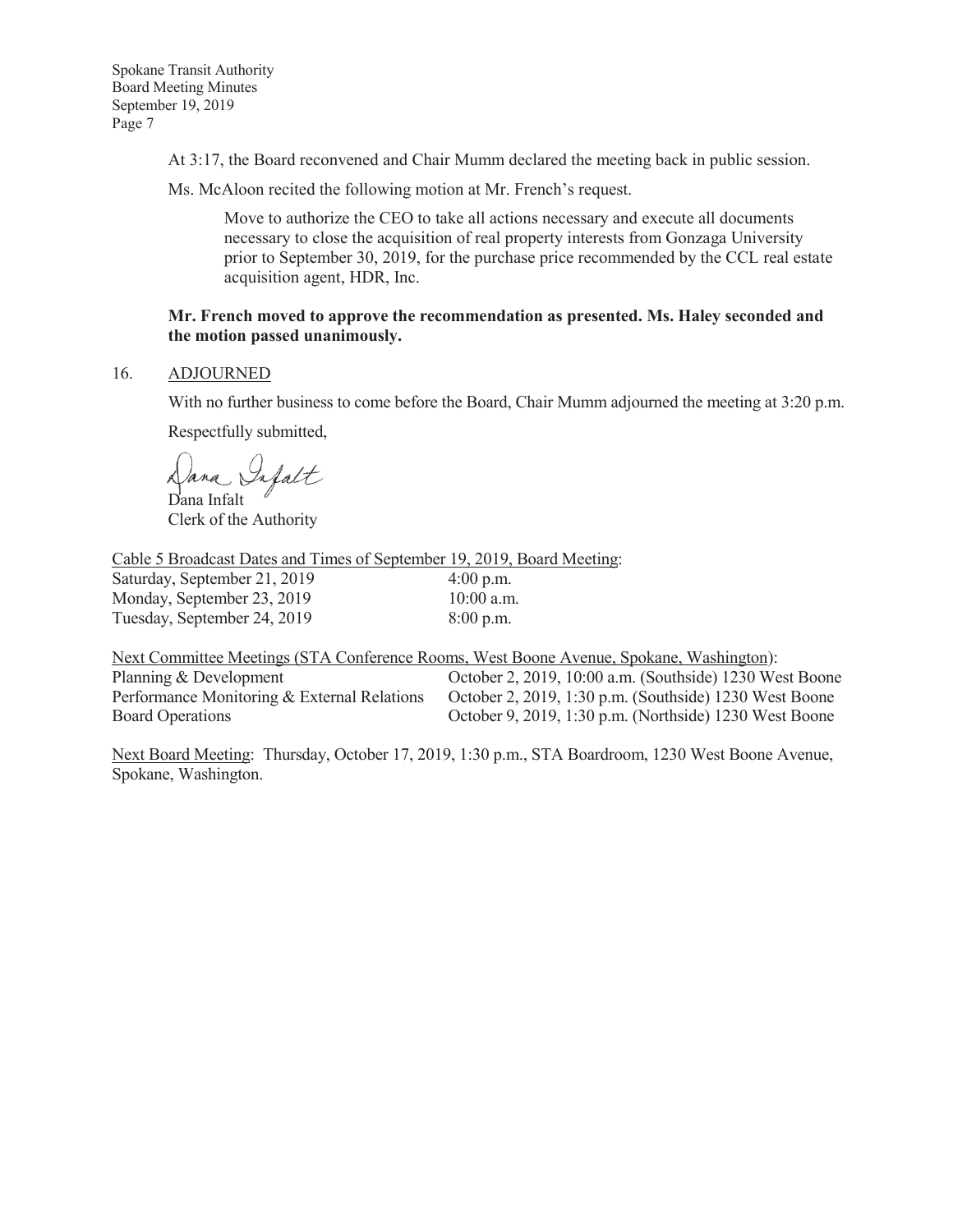At 3:17, the Board reconvened and Chair Mumm declared the meeting back in public session.

Ms. McAloon recited the following motion at Mr. French's request.

> Move to authorize the CEO to take all actions necessary and execute all documents necessary to close the acquisition of real property interests from Gonzaga University prior to September 30, 2019, for the purchase price recommended by the CCL real estate acquisition agent, HDR, Inc.

**Mr. French moved to approve the recommendation as presented. Ms. Haley seconded and the motion passed unanimously.**

16. ADJOURNED

With no further business to come before the Board, Chair Mumm adjourned the meeting at 3:20 p.m.

Respectfully submitted,

Dana Infalt
Clerk of the Authority

Cable 5 Broadcast Dates and Times of September 19, 2019, Board Meeting:

| | |
|---|---|
| Saturday, September 21, 2019 | 4:00 p.m. |
| Monday, September 23, 2019 | 10:00 a.m. |
| Tuesday, September 24, 2019 | 8:00 p.m. |

Next Committee Meetings (STA Conference Rooms, West Boone Avenue, Spokane, Washington):

| | |
|---|---|
| Planning & Development | October 2, 2019, 10:00 a.m. (Southside) 1230 West Boone |
| Performance Monitoring & External Relations | October 2, 2019, 1:30 p.m. (Southside) 1230 West Boone |
| Board Operations | October 9, 2019, 1:30 p.m. (Northside) 1230 West Boone |

Next Board Meeting: Thursday, October 17, 2019, 1:30 p.m., STA Boardroom, 1230 West Boone Avenue, Spokane, Washington.